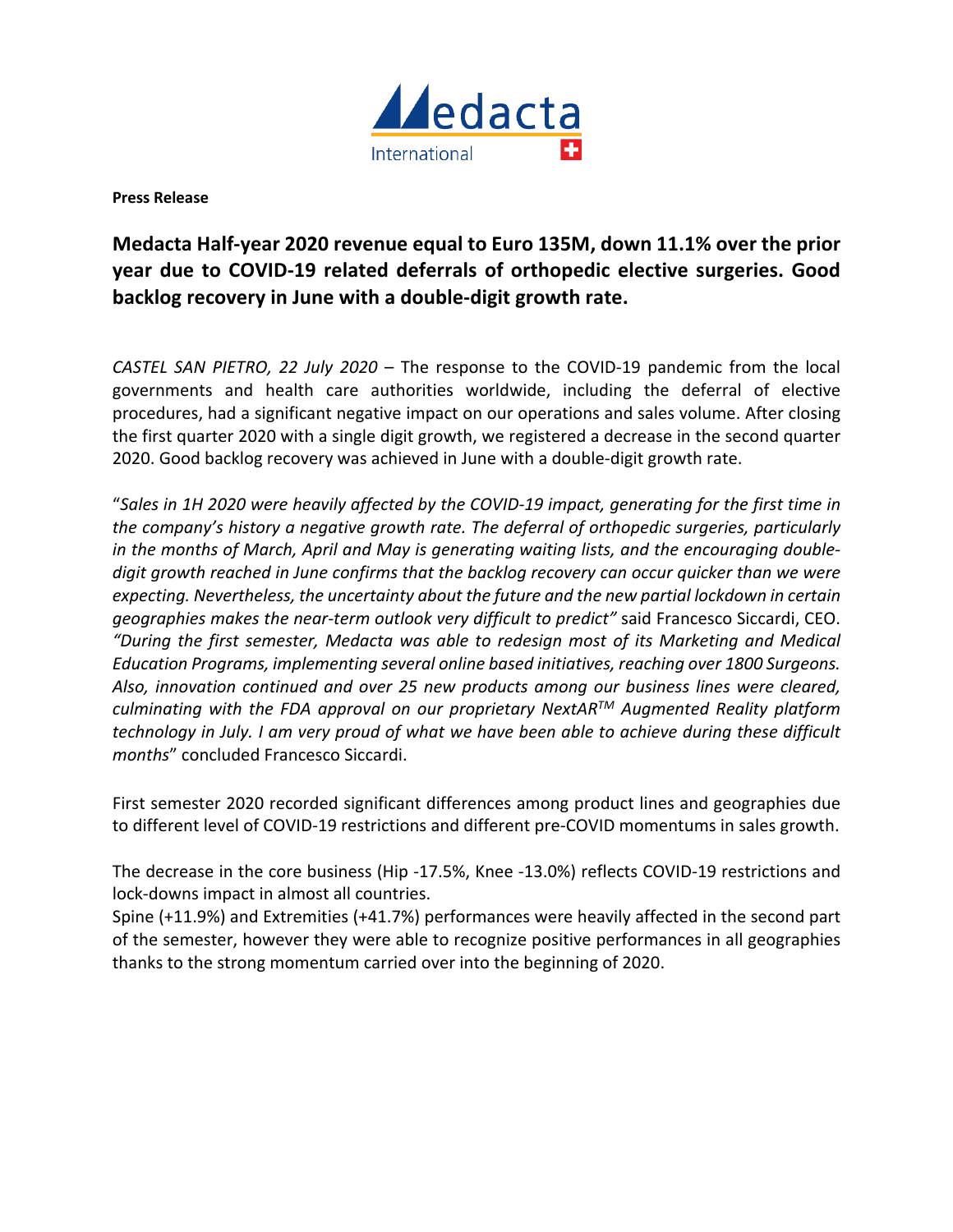**Press Release**

# Medacta Half-year 2020 revenue equal to Euro 135M, down 11.1% over the prior year due to COVID-19 related deferrals of orthopedic elective surgeries. Good backlog recovery in June with a double-digit growth rate.

*CASTEL SAN PIETRO, 22 July 2020* – The response to the COVID-19 pandemic from the local governments and health care authorities worldwide, including the deferral of elective procedures, had a significant negative impact on our operations and sales volume. After closing the first quarter 2020 with a single digit growth, we registered a decrease in the second quarter 2020. Good backlog recovery was achieved in June with a double-digit growth rate.

"*Sales in 1H 2020 were heavily affected by the COVID-19 impact, generating for the first time in the company's history a negative growth rate. The deferral of orthopedic surgeries, particularly in the months of March, April and May is generating waiting lists, and the encouraging double-digit growth reached in June confirms that the backlog recovery can occur quicker than we were expecting. Nevertheless, the uncertainty about the future and the new partial lockdown in certain geographies makes the near-term outlook very difficult to predict"* said Francesco Siccardi, CEO. *"During the first semester, Medacta was able to redesign most of its Marketing and Medical Education Programs, implementing several online based initiatives, reaching over 1800 Surgeons. Also, innovation continued and over 25 new products among our business lines were cleared, culminating with the FDA approval on our proprietary NextAR™ Augmented Reality platform technology in July. I am very proud of what we have been able to achieve during these difficult months*" concluded Francesco Siccardi.

First semester 2020 recorded significant differences among product lines and geographies due to different level of COVID-19 restrictions and different pre-COVID momentums in sales growth.

The decrease in the core business (Hip -17.5%, Knee -13.0%) reflects COVID-19 restrictions and lock-downs impact in almost all countries.
Spine (+11.9%) and Extremities (+41.7%) performances were heavily affected in the second part of the semester, however they were able to recognize positive performances in all geographies thanks to the strong momentum carried over into the beginning of 2020.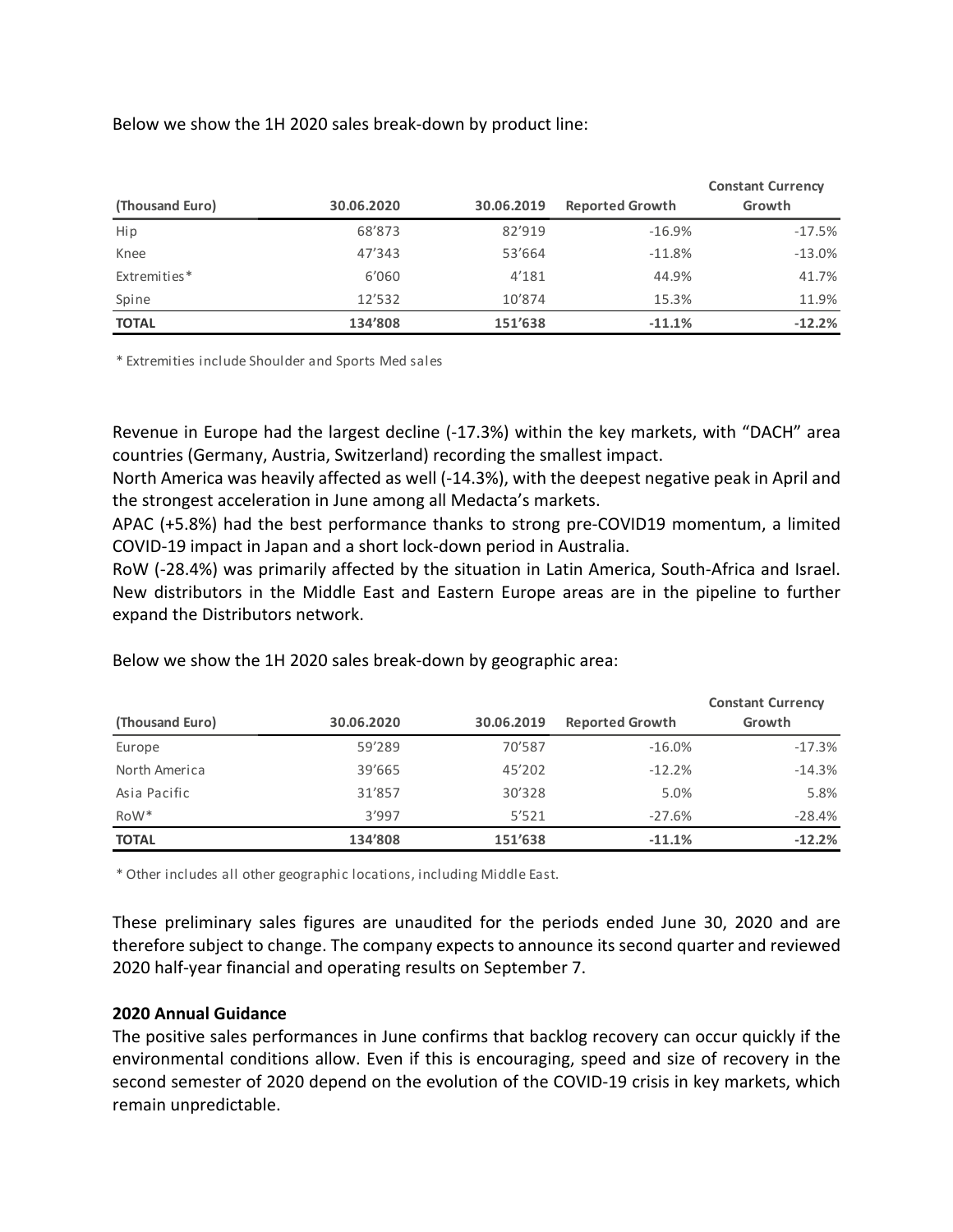Below we show the 1H 2020 sales break-down by product line:

| (Thousand Euro) | 30.06.2020 | 30.06.2019 | Reported Growth | Constant Currency Growth |
|---|---|---|---|---|
| Hip | 68'873 | 82'919 | -16.9% | -17.5% |
| Knee | 47'343 | 53'664 | -11.8% | -13.0% |
| Extremities* | 6'060 | 4'181 | 44.9% | 41.7% |
| Spine | 12'532 | 10'874 | 15.3% | 11.9% |
| **TOTAL** | **134'808** | **151'638** | **-11.1%** | **-12.2%** |

\* Extremities include Shoulder and Sports Med sales

Revenue in Europe had the largest decline (-17.3%) within the key markets, with "DACH" area countries (Germany, Austria, Switzerland) recording the smallest impact.
North America was heavily affected as well (-14.3%), with the deepest negative peak in April and the strongest acceleration in June among all Medacta's markets.
APAC (+5.8%) had the best performance thanks to strong pre-COVID19 momentum, a limited COVID-19 impact in Japan and a short lock-down period in Australia.
RoW (-28.4%) was primarily affected by the situation in Latin America, South-Africa and Israel. New distributors in the Middle East and Eastern Europe areas are in the pipeline to further expand the Distributors network.

Below we show the 1H 2020 sales break-down by geographic area:

| (Thousand Euro) | 30.06.2020 | 30.06.2019 | Reported Growth | Constant Currency Growth |
|---|---|---|---|---|
| Europe | 59'289 | 70'587 | -16.0% | -17.3% |
| North America | 39'665 | 45'202 | -12.2% | -14.3% |
| Asia Pacific | 31'857 | 30'328 | 5.0% | 5.8% |
| RoW* | 3'997 | 5'521 | -27.6% | -28.4% |
| **TOTAL** | **134'808** | **151'638** | **-11.1%** | **-12.2%** |

\* Other includes all other geographic locations, including Middle East.

These preliminary sales figures are unaudited for the periods ended June 30, 2020 and are therefore subject to change. The company expects to announce its second quarter and reviewed 2020 half-year financial and operating results on September 7.

**2020 Annual Guidance**

The positive sales performances in June confirms that backlog recovery can occur quickly if the environmental conditions allow. Even if this is encouraging, speed and size of recovery in the second semester of 2020 depend on the evolution of the COVID-19 crisis in key markets, which remain unpredictable.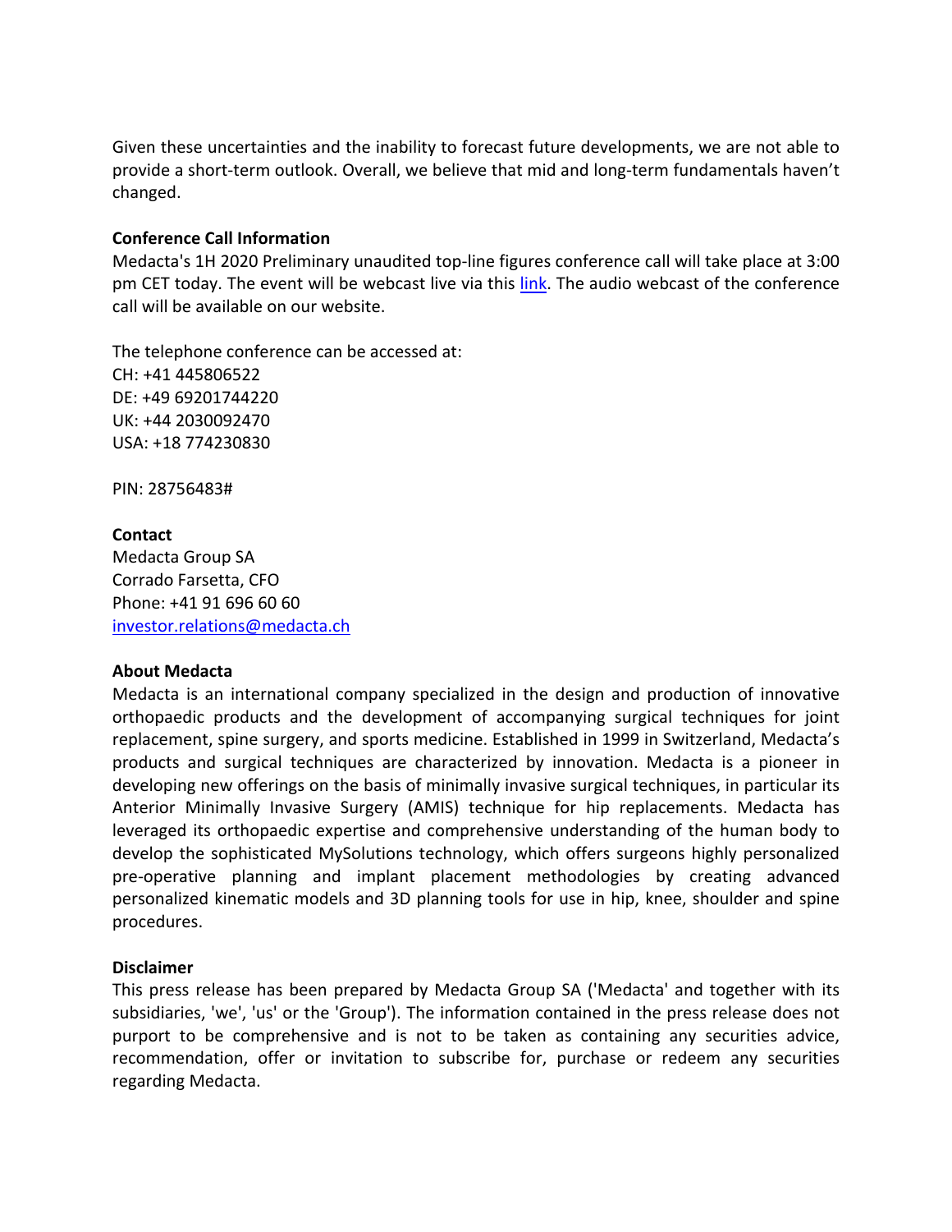Given these uncertainties and the inability to forecast future developments, we are not able to provide a short-term outlook. Overall, we believe that mid and long-term fundamentals haven't changed.

**Conference Call Information**

Medacta's 1H 2020 Preliminary unaudited top-line figures conference call will take place at 3:00 pm CET today. The event will be webcast live via this link. The audio webcast of the conference call will be available on our website.

The telephone conference can be accessed at:
CH: +41 445806522
DE: +49 69201744220
UK: +44 2030092470
USA: +18 774230830

PIN: 28756483#

**Contact**

Medacta Group SA
Corrado Farsetta, CFO
Phone: +41 91 696 60 60
investor.relations@medacta.ch

**About Medacta**

Medacta is an international company specialized in the design and production of innovative orthopaedic products and the development of accompanying surgical techniques for joint replacement, spine surgery, and sports medicine. Established in 1999 in Switzerland, Medacta's products and surgical techniques are characterized by innovation. Medacta is a pioneer in developing new offerings on the basis of minimally invasive surgical techniques, in particular its Anterior Minimally Invasive Surgery (AMIS) technique for hip replacements. Medacta has leveraged its orthopaedic expertise and comprehensive understanding of the human body to develop the sophisticated MySolutions technology, which offers surgeons highly personalized pre-operative planning and implant placement methodologies by creating advanced personalized kinematic models and 3D planning tools for use in hip, knee, shoulder and spine procedures.

**Disclaimer**

This press release has been prepared by Medacta Group SA ('Medacta' and together with its subsidiaries, 'we', 'us' or the 'Group'). The information contained in the press release does not purport to be comprehensive and is not to be taken as containing any securities advice, recommendation, offer or invitation to subscribe for, purchase or redeem any securities regarding Medacta.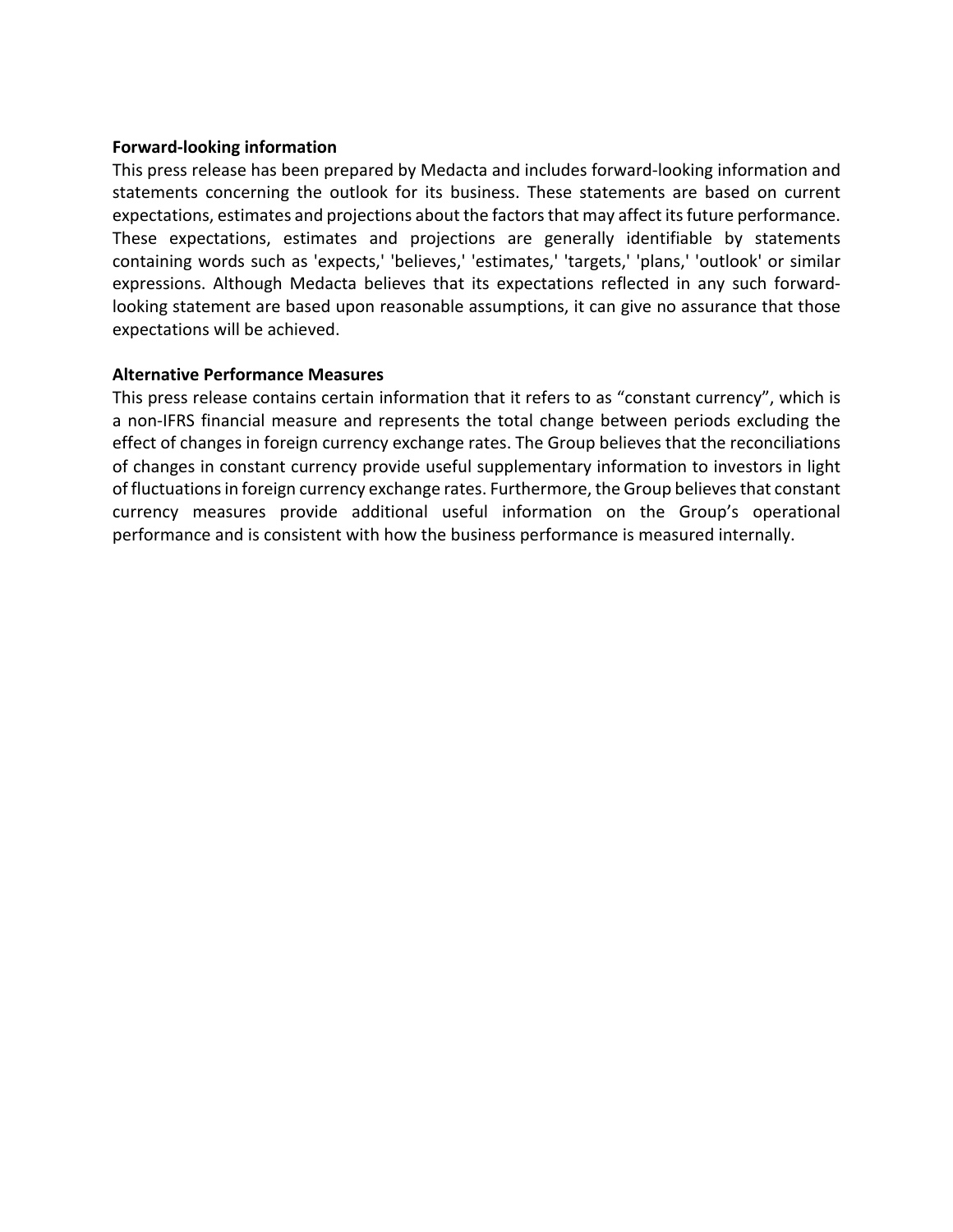**Forward-looking information**

This press release has been prepared by Medacta and includes forward-looking information and statements concerning the outlook for its business. These statements are based on current expectations, estimates and projections about the factors that may affect its future performance. These expectations, estimates and projections are generally identifiable by statements containing words such as 'expects,' 'believes,' 'estimates,' 'targets,' 'plans,' 'outlook' or similar expressions. Although Medacta believes that its expectations reflected in any such forward-looking statement are based upon reasonable assumptions, it can give no assurance that those expectations will be achieved.

**Alternative Performance Measures**

This press release contains certain information that it refers to as "constant currency", which is a non-IFRS financial measure and represents the total change between periods excluding the effect of changes in foreign currency exchange rates. The Group believes that the reconciliations of changes in constant currency provide useful supplementary information to investors in light of fluctuations in foreign currency exchange rates. Furthermore, the Group believes that constant currency measures provide additional useful information on the Group's operational performance and is consistent with how the business performance is measured internally.